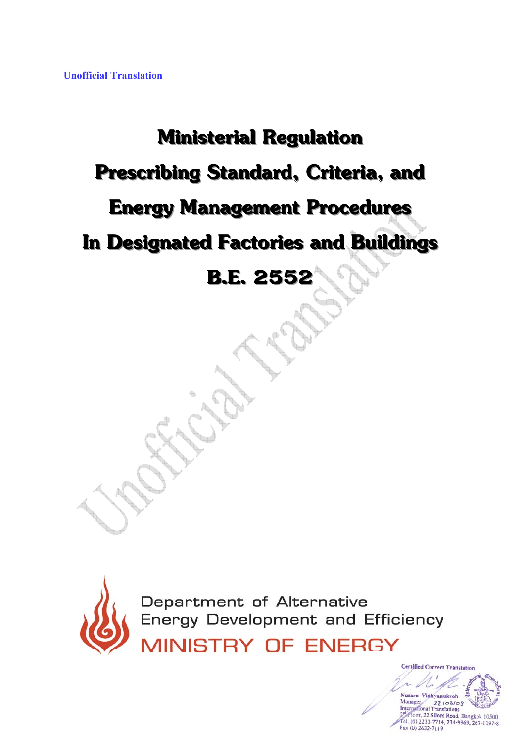Unofficial Translation

# Ministerial Regulation Prescribing Standard, Criteria, and Energy Management Procedures In Designated Factories and Buildings B.E. 2552

Department of Alternative Energy Development and Efficiency

MINISTRY OF ENERGY

Certified Correct Translation

Nusara Vidhyanukroh
Manager 22/06/09
International Translations
2nd Floor, 22 Silom Road, Bangkok 10500
Tel. (0) 2233-7714, 234-9969, 267-1097-8
Fax (0) 2632-7119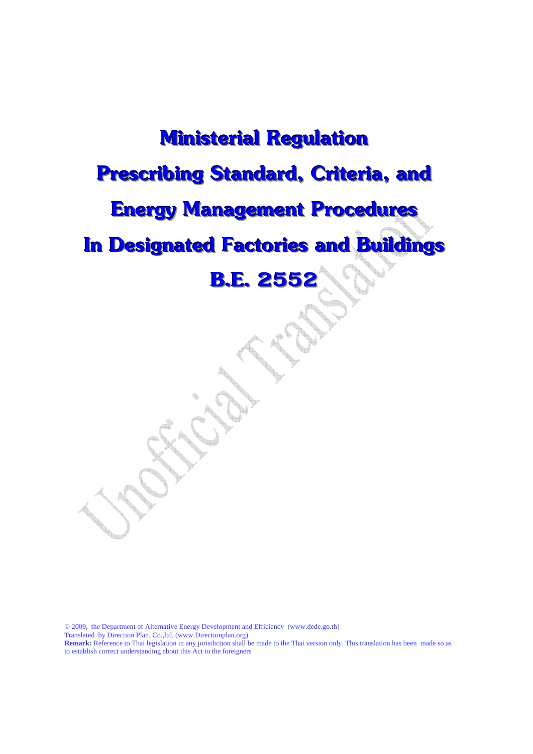# Ministerial Regulation

# Prescribing Standard, Criteria, and

# Energy Management Procedures

# In Designated Factories and Buildings

# B.E. 2552

© 2009, the Department of Alternative Energy Development and Efficiency (www.dede.go.th)
Translated by Direction Plan. Co.,ltd. (www.Directionplan.org)
**Remark:** Reference to Thai legislation in any jurisdiction shall be made to the Thai version only. This translation has been made so as to establish correct understanding about this Act to the foreigners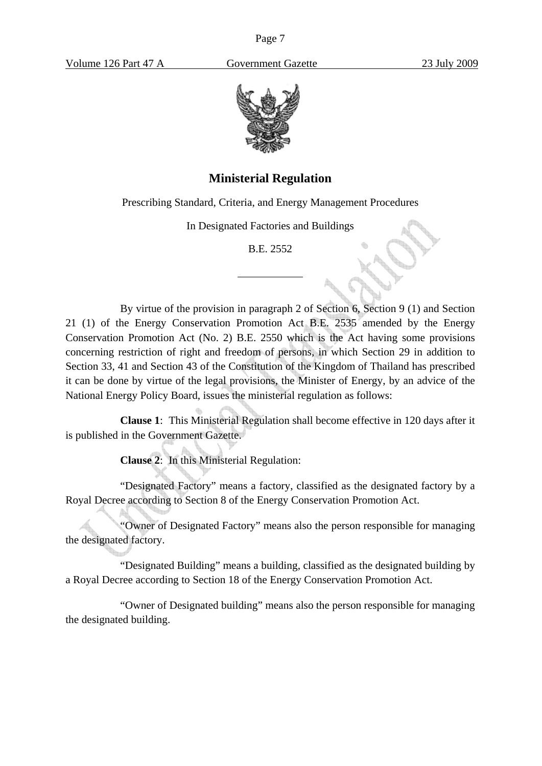# Ministerial Regulation

Prescribing Standard, Criteria, and Energy Management Procedures

In Designated Factories and Buildings

B.E. 2552

---

By virtue of the provision in paragraph 2 of Section 6, Section 9 (1) and Section 21 (1) of the Energy Conservation Promotion Act B.E. 2535 amended by the Energy Conservation Promotion Act (No. 2) B.E. 2550 which is the Act having some provisions concerning restriction of right and freedom of persons, in which Section 29 in addition to Section 33, 41 and Section 43 of the Constitution of the Kingdom of Thailand has prescribed it can be done by virtue of the legal provisions, the Minister of Energy, by an advice of the National Energy Policy Board, issues the ministerial regulation as follows:

**Clause 1**: This Ministerial Regulation shall become effective in 120 days after it is published in the Government Gazette.

**Clause 2**: In this Ministerial Regulation:

"Designated Factory" means a factory, classified as the designated factory by a Royal Decree according to Section 8 of the Energy Conservation Promotion Act.

"Owner of Designated Factory" means also the person responsible for managing the designated factory.

"Designated Building" means a building, classified as the designated building by a Royal Decree according to Section 18 of the Energy Conservation Promotion Act.

"Owner of Designated building" means also the person responsible for managing the designated building.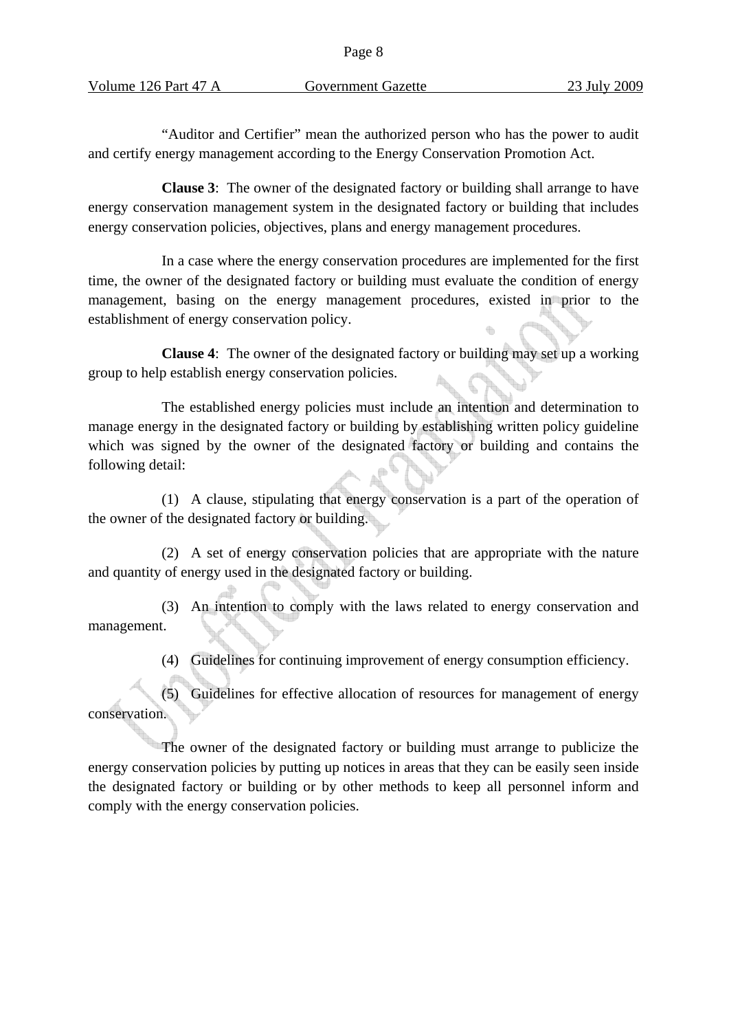"Auditor and Certifier" mean the authorized person who has the power to audit and certify energy management according to the Energy Conservation Promotion Act.

**Clause 3**: The owner of the designated factory or building shall arrange to have energy conservation management system in the designated factory or building that includes energy conservation policies, objectives, plans and energy management procedures.

In a case where the energy conservation procedures are implemented for the first time, the owner of the designated factory or building must evaluate the condition of energy management, basing on the energy management procedures, existed in prior to the establishment of energy conservation policy.

**Clause 4**: The owner of the designated factory or building may set up a working group to help establish energy conservation policies.

The established energy policies must include an intention and determination to manage energy in the designated factory or building by establishing written policy guideline which was signed by the owner of the designated factory or building and contains the following detail:

(1) A clause, stipulating that energy conservation is a part of the operation of the owner of the designated factory or building.

(2) A set of energy conservation policies that are appropriate with the nature and quantity of energy used in the designated factory or building.

(3) An intention to comply with the laws related to energy conservation and management.

(4) Guidelines for continuing improvement of energy consumption efficiency.

(5) Guidelines for effective allocation of resources for management of energy conservation.

The owner of the designated factory or building must arrange to publicize the energy conservation policies by putting up notices in areas that they can be easily seen inside the designated factory or building or by other methods to keep all personnel inform and comply with the energy conservation policies.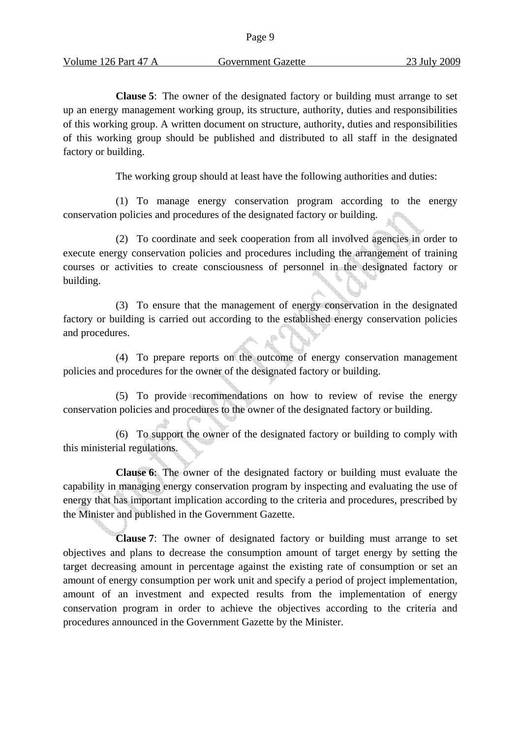**Clause 5**: The owner of the designated factory or building must arrange to set up an energy management working group, its structure, authority, duties and responsibilities of this working group. A written document on structure, authority, duties and responsibilities of this working group should be published and distributed to all staff in the designated factory or building.

The working group should at least have the following authorities and duties:

(1) To manage energy conservation program according to the energy conservation policies and procedures of the designated factory or building.

(2) To coordinate and seek cooperation from all involved agencies in order to execute energy conservation policies and procedures including the arrangement of training courses or activities to create consciousness of personnel in the designated factory or building.

(3) To ensure that the management of energy conservation in the designated factory or building is carried out according to the established energy conservation policies and procedures.

(4) To prepare reports on the outcome of energy conservation management policies and procedures for the owner of the designated factory or building.

(5) To provide recommendations on how to review of revise the energy conservation policies and procedures to the owner of the designated factory or building.

(6) To support the owner of the designated factory or building to comply with this ministerial regulations.

**Clause 6**: The owner of the designated factory or building must evaluate the capability in managing energy conservation program by inspecting and evaluating the use of energy that has important implication according to the criteria and procedures, prescribed by the Minister and published in the Government Gazette.

**Clause 7**: The owner of designated factory or building must arrange to set objectives and plans to decrease the consumption amount of target energy by setting the target decreasing amount in percentage against the existing rate of consumption or set an amount of energy consumption per work unit and specify a period of project implementation, amount of an investment and expected results from the implementation of energy conservation program in order to achieve the objectives according to the criteria and procedures announced in the Government Gazette by the Minister.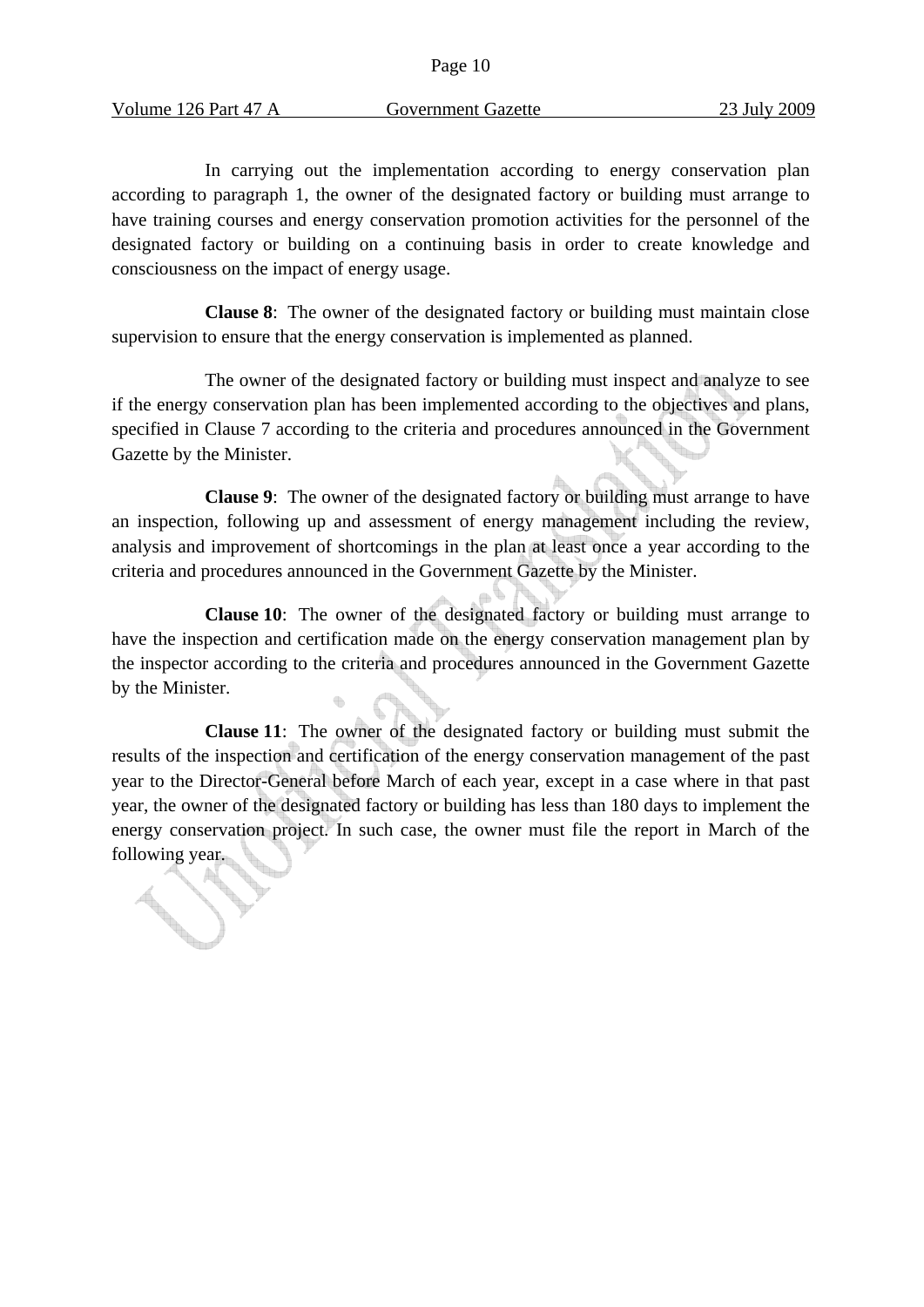In carrying out the implementation according to energy conservation plan according to paragraph 1, the owner of the designated factory or building must arrange to have training courses and energy conservation promotion activities for the personnel of the designated factory or building on a continuing basis in order to create knowledge and consciousness on the impact of energy usage.

**Clause 8**: The owner of the designated factory or building must maintain close supervision to ensure that the energy conservation is implemented as planned.

The owner of the designated factory or building must inspect and analyze to see if the energy conservation plan has been implemented according to the objectives and plans, specified in Clause 7 according to the criteria and procedures announced in the Government Gazette by the Minister.

**Clause 9**: The owner of the designated factory or building must arrange to have an inspection, following up and assessment of energy management including the review, analysis and improvement of shortcomings in the plan at least once a year according to the criteria and procedures announced in the Government Gazette by the Minister.

**Clause 10**: The owner of the designated factory or building must arrange to have the inspection and certification made on the energy conservation management plan by the inspector according to the criteria and procedures announced in the Government Gazette by the Minister.

**Clause 11**: The owner of the designated factory or building must submit the results of the inspection and certification of the energy conservation management of the past year to the Director-General before March of each year, except in a case where in that past year, the owner of the designated factory or building has less than 180 days to implement the energy conservation project. In such case, the owner must file the report in March of the following year.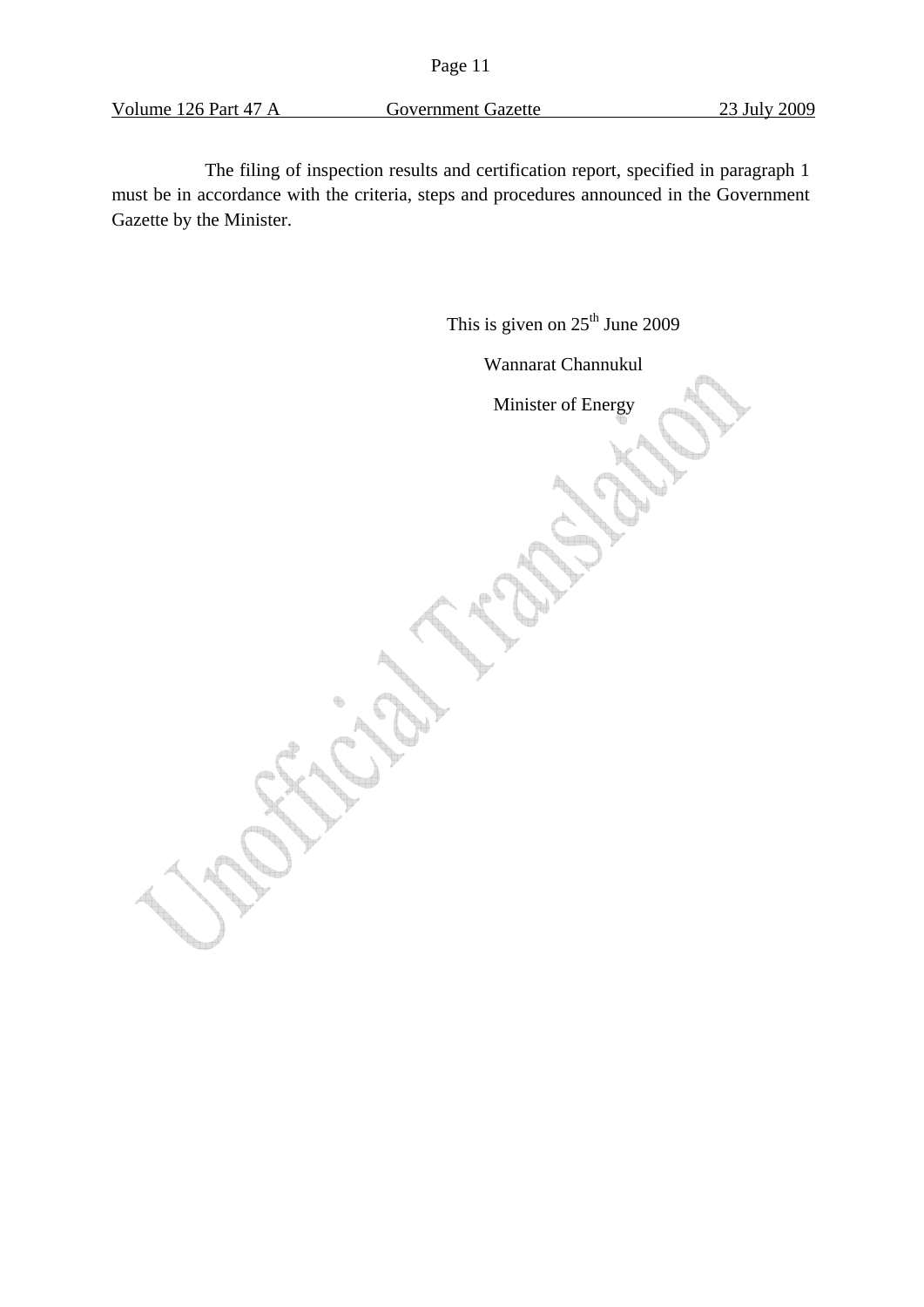The filing of inspection results and certification report, specified in paragraph 1 must be in accordance with the criteria, steps and procedures announced in the Government Gazette by the Minister.

This is given on 25th June 2009

Wannarat Channukul

Minister of Energy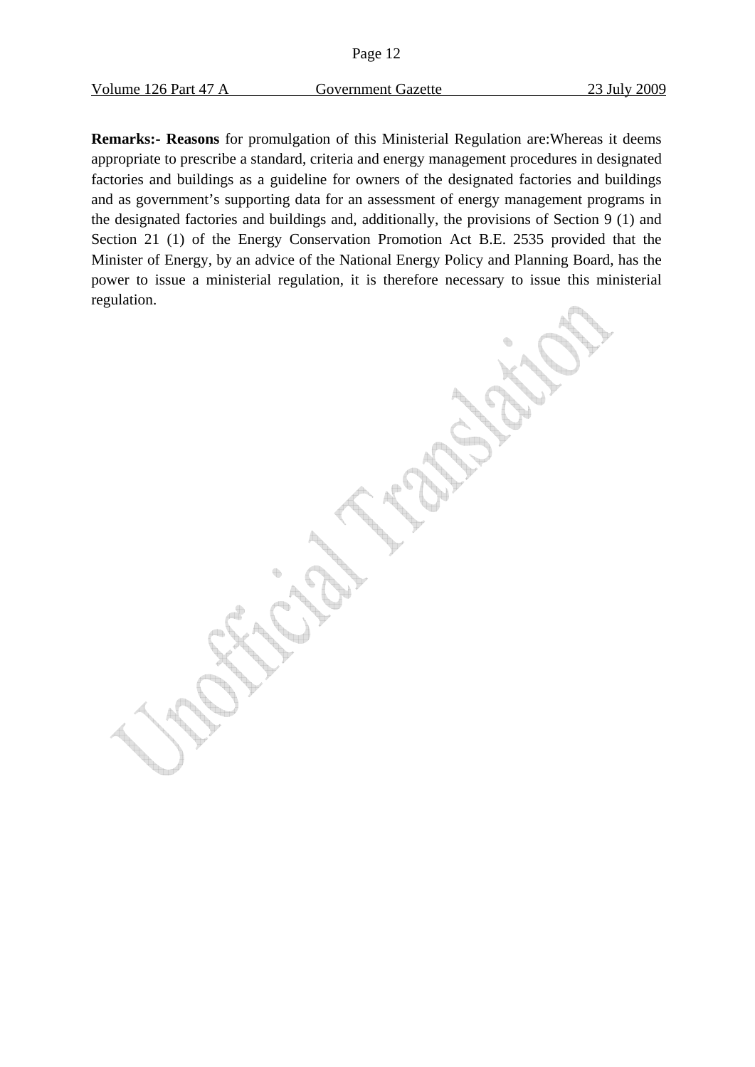**Remarks:- Reasons** for promulgation of this Ministerial Regulation are:Whereas it deems appropriate to prescribe a standard, criteria and energy management procedures in designated factories and buildings as a guideline for owners of the designated factories and buildings and as government's supporting data for an assessment of energy management programs in the designated factories and buildings and, additionally, the provisions of Section 9 (1) and Section 21 (1) of the Energy Conservation Promotion Act B.E. 2535 provided that the Minister of Energy, by an advice of the National Energy Policy and Planning Board, has the power to issue a ministerial regulation, it is therefore necessary to issue this ministerial regulation.